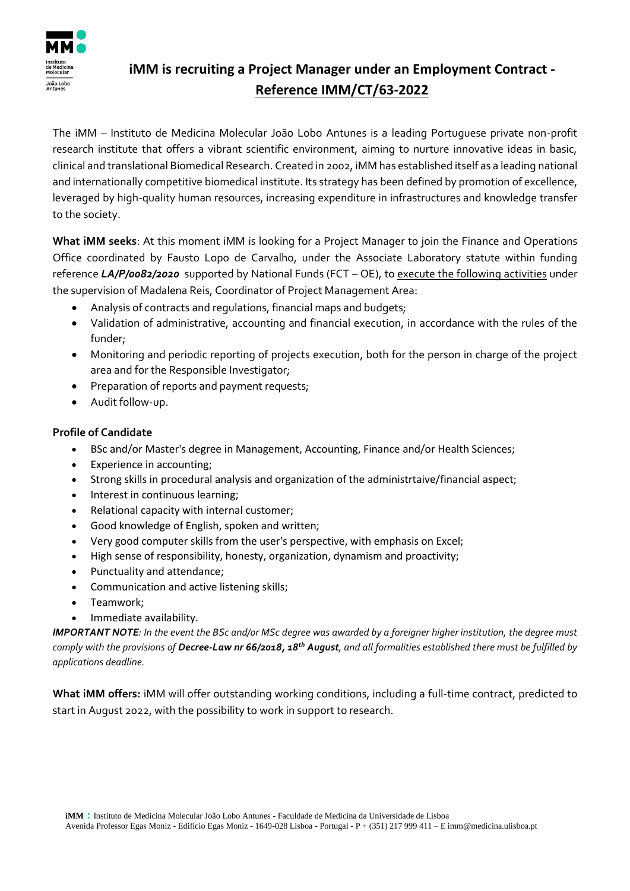# iMM is recruiting a Project Manager under an Employment Contract - Reference IMM/CT/63-2022

The iMM – Instituto de Medicina Molecular João Lobo Antunes is a leading Portuguese private non-profit research institute that offers a vibrant scientific environment, aiming to nurture innovative ideas in basic, clinical and translational Biomedical Research. Created in 2002, iMM has established itself as a leading national and internationally competitive biomedical institute. Its strategy has been defined by promotion of excellence, leveraged by high-quality human resources, increasing expenditure in infrastructures and knowledge transfer to the society.

**What iMM seeks**: At this moment iMM is looking for a Project Manager to join the Finance and Operations Office coordinated by Fausto Lopo de Carvalho, under the Associate Laboratory statute within funding reference ***LA/P/0082/2020*** supported by National Funds (FCT – OE), to execute the following activities under the supervision of Madalena Reis, Coordinator of Project Management Area:

- Analysis of contracts and regulations, financial maps and budgets;
- Validation of administrative, accounting and financial execution, in accordance with the rules of the funder;
- Monitoring and periodic reporting of projects execution, both for the person in charge of the project area and for the Responsible Investigator;
- Preparation of reports and payment requests;
- Audit follow-up.

**Profile of Candidate**

- BSc and/or Master's degree in Management, Accounting, Finance and/or Health Sciences;
- Experience in accounting;
- Strong skills in procedural analysis and organization of the administrtaive/financial aspect;
- Interest in continuous learning;
- Relational capacity with internal customer;
- Good knowledge of English, spoken and written;
- Very good computer skills from the user's perspective, with emphasis on Excel;
- High sense of responsibility, honesty, organization, dynamism and proactivity;
- Punctuality and attendance;
- Communication and active listening skills;
- Teamwork;
- Immediate availability.

***IMPORTANT NOTE****: In the event the BSc and/or MSc degree was awarded by a foreigner higher institution, the degree must comply with the provisions of* ***Decree-Law nr 66/2018, 18th August****, and all formalities established there must be fulfilled by applications deadline.*

**What iMM offers:** iMM will offer outstanding working conditions, including a full-time contract, predicted to start in August 2022, with the possibility to work in support to research.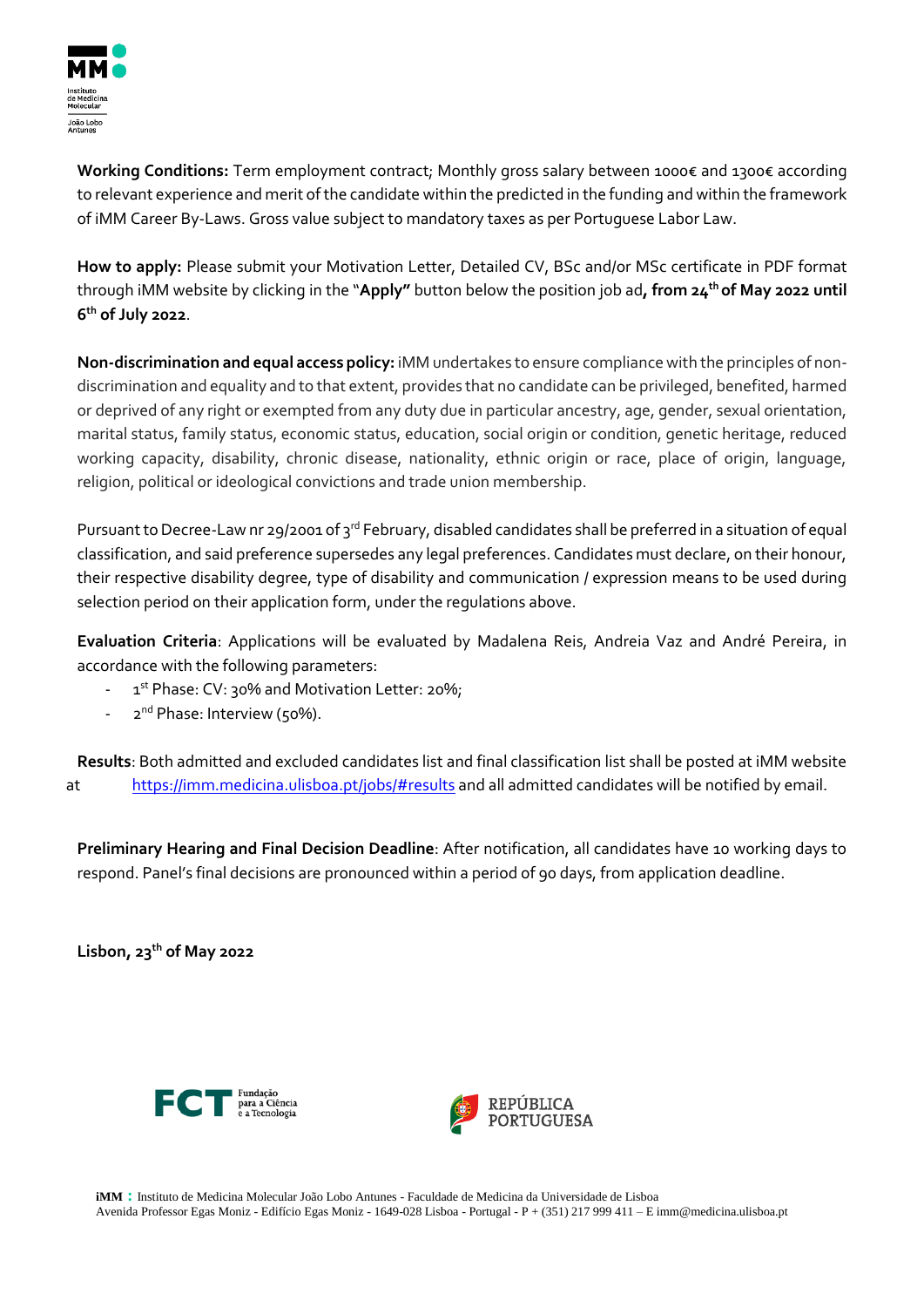**Working Conditions:** Term employment contract; Monthly gross salary between 1000€ and 1300€ according to relevant experience and merit of the candidate within the predicted in the funding and within the framework of iMM Career By-Laws. Gross value subject to mandatory taxes as per Portuguese Labor Law.

**How to apply:** Please submit your Motivation Letter, Detailed CV, BSc and/or MSc certificate in PDF format through iMM website by clicking in the "**Apply"** button below the position job ad**, from 24th of May 2022 until 6th of July 2022**.

**Non-discrimination and equal access policy:** iMM undertakes to ensure compliance with the principles of non-discrimination and equality and to that extent, provides that no candidate can be privileged, benefited, harmed or deprived of any right or exempted from any duty due in particular ancestry, age, gender, sexual orientation, marital status, family status, economic status, education, social origin or condition, genetic heritage, reduced working capacity, disability, chronic disease, nationality, ethnic origin or race, place of origin, language, religion, political or ideological convictions and trade union membership.

Pursuant to Decree-Law nr 29/2001 of 3rd February, disabled candidates shall be preferred in a situation of equal classification, and said preference supersedes any legal preferences. Candidates must declare, on their honour, their respective disability degree, type of disability and communication / expression means to be used during selection period on their application form, under the regulations above.

**Evaluation Criteria**: Applications will be evaluated by Madalena Reis, Andreia Vaz and André Pereira, in accordance with the following parameters:

- 1st Phase: CV: 30% and Motivation Letter: 20%;
- 2nd Phase: Interview (50%).

**Results**: Both admitted and excluded candidates list and final classification list shall be posted at iMM website at https://imm.medicina.ulisboa.pt/jobs/#results and all admitted candidates will be notified by email.

**Preliminary Hearing and Final Decision Deadline**: After notification, all candidates have 10 working days to respond. Panel's final decisions are pronounced within a period of 90 days, from application deadline.

**Lisbon, 23th of May 2022**

**iMM** : Instituto de Medicina Molecular João Lobo Antunes - Faculdade de Medicina da Universidade de Lisboa
Avenida Professor Egas Moniz - Edifício Egas Moniz - 1649-028 Lisboa - Portugal - P + (351) 217 999 411 – E imm@medicina.ulisboa.pt